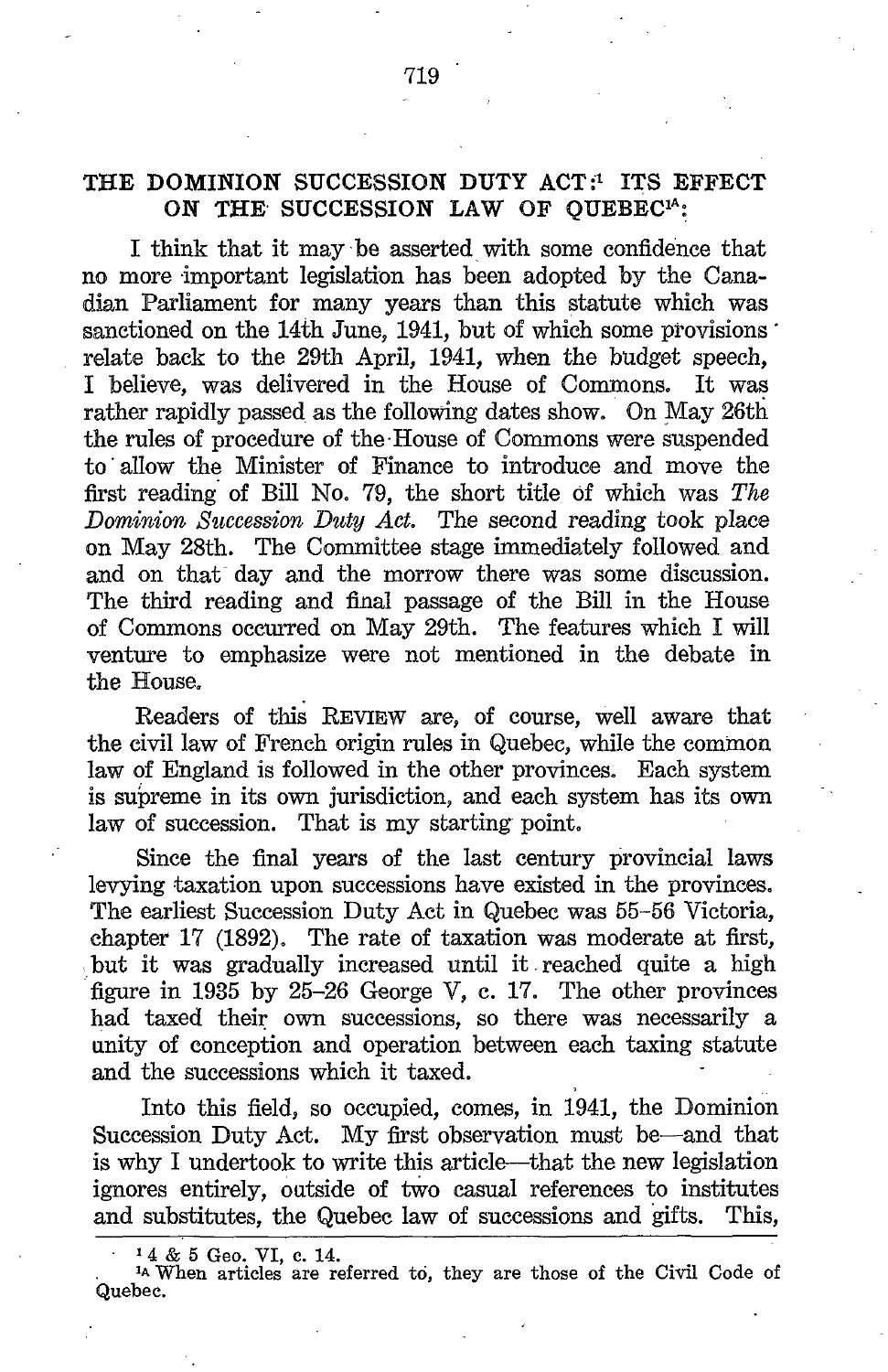# THE DOMINION SUCCESSION DUTY ACT:[1] ITS EFFECT ON THE SUCCESSION LAW OF QUEBEC[1A]:

I think that it may be asserted with some confidence that no more important legislation has been adopted by the Canadian Parliament for many years than this statute which was sanctioned on the 14th June, 1941, but of which some provisions relate back to the 29th April, 1941, when the budget speech, I believe, was delivered in the House of Commons. It was rather rapidly passed as the following dates show. On May 26th the rules of procedure of the House of Commons were suspended to allow the Minister of Finance to introduce and move the first reading of Bill No. 79, the short title of which was *The Dominion Succession Duty Act.* The second reading took place on May 28th. The Committee stage immediately followed and and on that day and the morrow there was some discussion. The third reading and final passage of the Bill in the House of Commons occurred on May 29th. The features which I will venture to emphasize were not mentioned in the debate in the House.

Readers of this REVIEW are, of course, well aware that the civil law of French origin rules in Quebec, while the common law of England is followed in the other provinces. Each system is supreme in its own jurisdiction, and each system has its own law of succession. That is my starting point.

Since the final years of the last century provincial laws levying taxation upon successions have existed in the provinces. The earliest Succession Duty Act in Quebec was 55-56 Victoria, chapter 17 (1892). The rate of taxation was moderate at first, but it was gradually increased until it reached quite a high figure in 1935 by 25-26 George V, c. 17. The other provinces had taxed their own successions, so there was necessarily a unity of conception and operation between each taxing statute and the successions which it taxed.

Into this field, so occupied, comes, in 1941, the Dominion Succession Duty Act. My first observation must be—and that is why I undertook to write this article—that the new legislation ignores entirely, outside of two casual references to institutes and substitutes, the Quebec law of successions and gifts. This,

---

[1] 4 & 5 Geo. VI, c. 14.

[1A] When articles are referred to, they are those of the Civil Code of Quebec.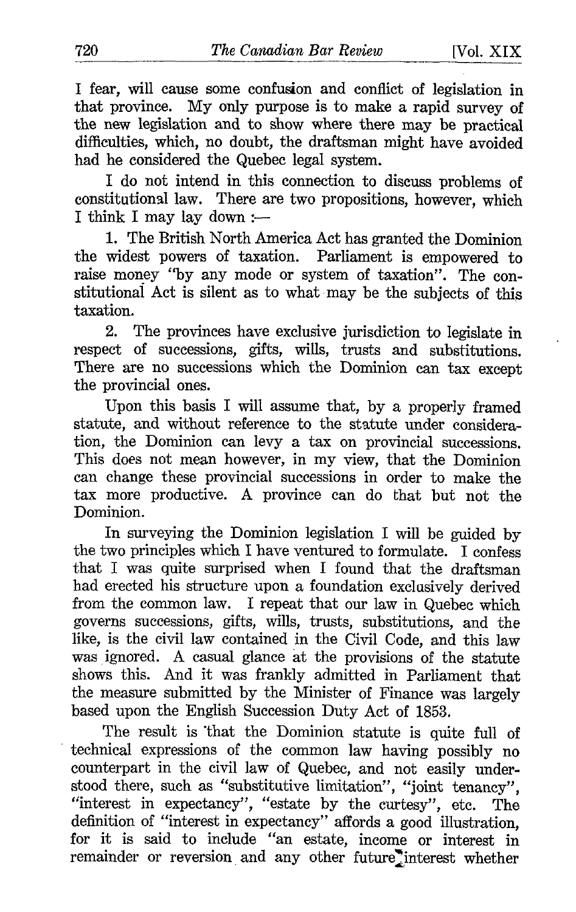I fear, will cause some confusion and conflict of legislation in that province. My only purpose is to make a rapid survey of the new legislation and to show where there may be practical difficulties, which, no doubt, the draftsman might have avoided had he considered the Quebec legal system.

I do not intend in this connection to discuss problems of constitutional law. There are two propositions, however, which I think I may lay down :—

1. The British North America Act has granted the Dominion the widest powers of taxation. Parliament is empowered to raise money "by any mode or system of taxation". The constitutional Act is silent as to what may be the subjects of this taxation.

2. The provinces have exclusive jurisdiction to legislate in respect of successions, gifts, wills, trusts and substitutions. There are no successions which the Dominion can tax except the provincial ones.

Upon this basis I will assume that, by a properly framed statute, and without reference to the statute under consideration, the Dominion can levy a tax on provincial successions. This does not mean however, in my view, that the Dominion can change these provincial successions in order to make the tax more productive. A province can do that but not the Dominion.

In surveying the Dominion legislation I will be guided by the two principles which I have ventured to formulate. I confess that I was quite surprised when I found that the draftsman had erected his structure upon a foundation exclusively derived from the common law. I repeat that our law in Quebec which governs successions, gifts, wills, trusts, substitutions, and the like, is the civil law contained in the Civil Code, and this law was ignored. A casual glance at the provisions of the statute shows this. And it was frankly admitted in Parliament that the measure submitted by the Minister of Finance was largely based upon the English Succession Duty Act of 1853.

The result is that the Dominion statute is quite full of technical expressions of the common law having possibly no counterpart in the civil law of Quebec, and not easily understood there, such as "substitutive limitation", "joint tenancy", "interest in expectancy", "estate by the curtesy", etc. The definition of "interest in expectancy" affords a good illustration, for it is said to include "an estate, income or interest in remainder or reversion and any other future interest whether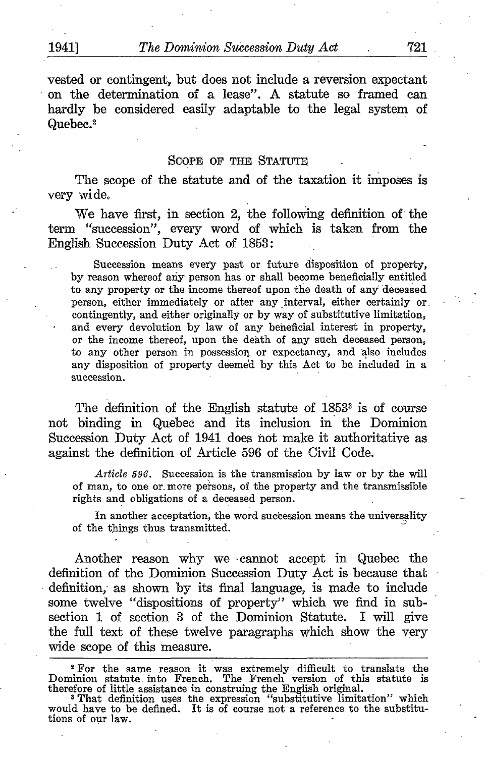vested or contingent, but does not include a reversion expectant on the determination of a lease". A statute so framed can hardly be considered easily adaptable to the legal system of Quebec.[2]

## SCOPE OF THE STATUTE

The scope of the statute and of the taxation it imposes is very wide.

We have first, in section 2, the following definition of the term "succession", every word of which is taken from the English Succession Duty Act of 1853:

> Succession means every past or future disposition of property, by reason whereof any person has or shall become beneficially entitled to any property or the income thereof upon the death of any deceased person, either immediately or after any interval, either certainly or contingently, and either originally or by way of substitutive limitation, and every devolution by law of any beneficial interest in property, or the income thereof, upon the death of any such deceased person, to any other person in possession or expectancy, and also includes any disposition of property deemed by this Act to be included in a succession.

The definition of the English statute of 1853[3] is of course not binding in Quebec and its inclusion in the Dominion Succession Duty Act of 1941 does not make it authoritative as against the definition of Article 596 of the Civil Code.

> *Article 596.* Succession is the transmission by law or by the will of man, to one or more persons, of the property and the transmissible rights and obligations of a deceased person.
>
> In another acceptation, the word succession means the universality of the things thus transmitted.

Another reason why we cannot accept in Quebec the definition of the Dominion Succession Duty Act is because that definition, as shown by its final language, is made to include some twelve "dispositions of property" which we find in subsection 1 of section 3 of the Dominion Statute. I will give the full text of these twelve paragraphs which show the very wide scope of this measure.

---

[2] For the same reason it was extremely difficult to translate the Dominion statute into French. The French version of this statute is therefore of little assistance in construing the English original.

[3] That definition uses the expression "substitutive limitation" which would have to be defined. It is of course not a reference to the substitutions of our law.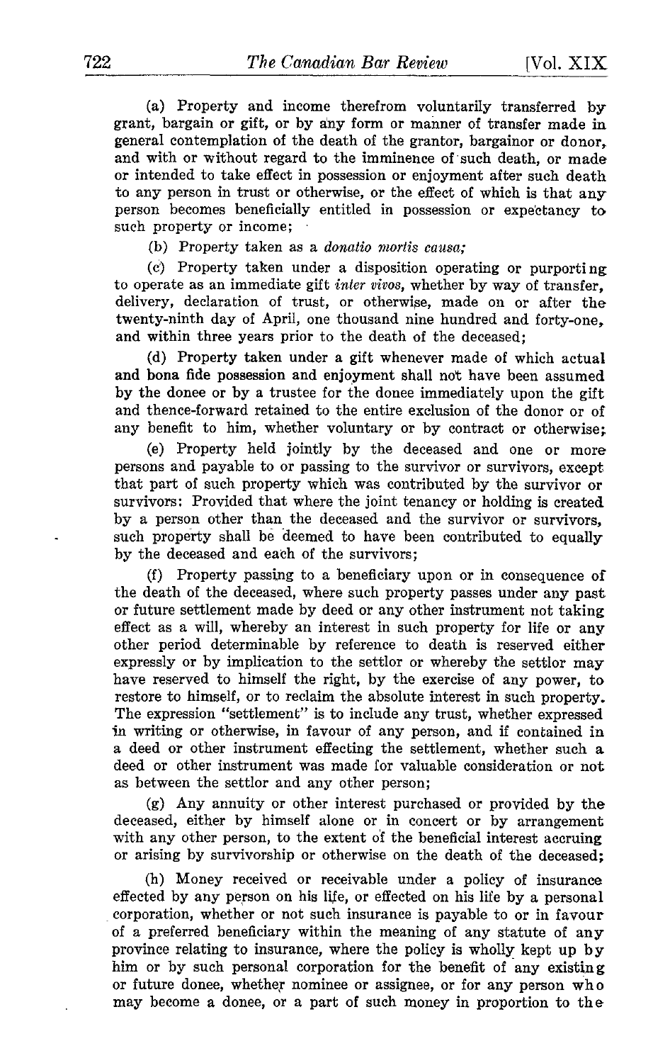(a) Property and income therefrom voluntarily transferred by grant, bargain or gift, or by any form or manner of transfer made in general contemplation of the death of the grantor, bargainor or donor, and with or without regard to the imminence of such death, or made or intended to take effect in possession or enjoyment after such death to any person in trust or otherwise, or the effect of which is that any person becomes beneficially entitled in possession or expectancy to such property or income;

(b) Property taken as a *donatio mortis causa;*

(c) Property taken under a disposition operating or purporting to operate as an immediate gift *inter vivos*, whether by way of transfer, delivery, declaration of trust, or otherwise, made on or after the twenty-ninth day of April, one thousand nine hundred and forty-one, and within three years prior to the death of the deceased;

(d) Property taken under a gift whenever made of which actual and bona fide possession and enjoyment shall not have been assumed by the donee or by a trustee for the donee immediately upon the gift and thence-forward retained to the entire exclusion of the donor or of any benefit to him, whether voluntary or by contract or otherwise;

(e) Property held jointly by the deceased and one or more persons and payable to or passing to the survivor or survivors, except that part of such property which was contributed by the survivor or survivors: Provided that where the joint tenancy or holding is created by a person other than the deceased and the survivor or survivors, such property shall be deemed to have been contributed to equally by the deceased and each of the survivors;

(f) Property passing to a beneficiary upon or in consequence of the death of the deceased, where such property passes under any past or future settlement made by deed or any other instrument not taking effect as a will, whereby an interest in such property for life or any other period determinable by reference to death is reserved either expressly or by implication to the settlor or whereby the settlor may have reserved to himself the right, by the exercise of any power, to restore to himself, or to reclaim the absolute interest in such property. The expression "settlement" is to include any trust, whether expressed in writing or otherwise, in favour of any person, and if contained in a deed or other instrument effecting the settlement, whether such a deed or other instrument was made for valuable consideration or not as between the settlor and any other person;

(g) Any annuity or other interest purchased or provided by the deceased, either by himself alone or in concert or by arrangement with any other person, to the extent of the beneficial interest accruing or arising by survivorship or otherwise on the death of the deceased;

(h) Money received or receivable under a policy of insurance effected by any person on his life, or effected on his life by a personal corporation, whether or not such insurance is payable to or in favour of a preferred beneficiary within the meaning of any statute of any province relating to insurance, where the policy is wholly kept up by him or by such personal corporation for the benefit of any existing or future donee, whether nominee or assignee, or for any person who may become a donee, or a part of such money in proportion to the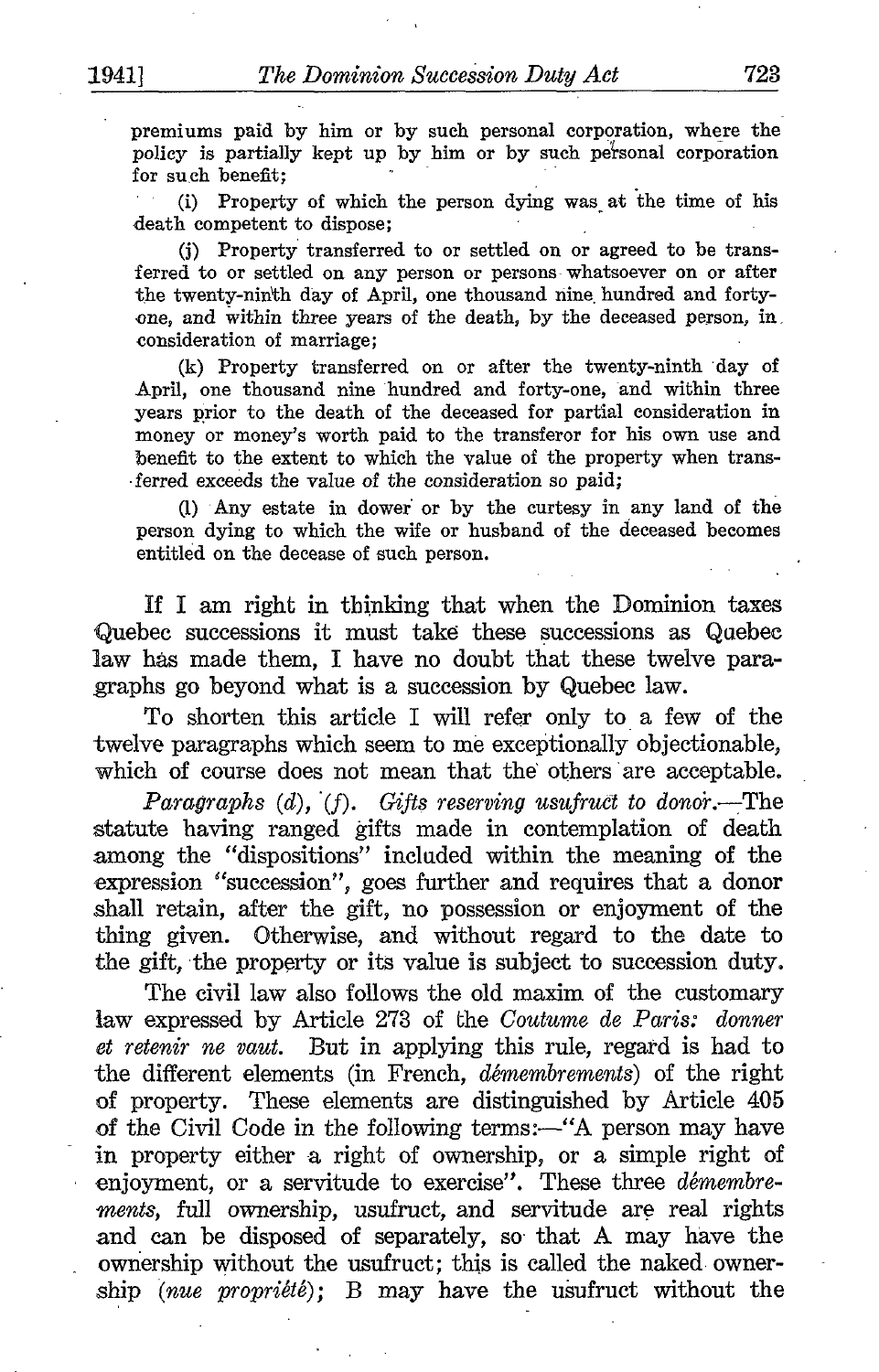premiums paid by him or by such personal corporation, where the policy is partially kept up by him or by such personal corporation for such benefit;

(i) Property of which the person dying was at the time of his death competent to dispose;

(j) Property transferred to or settled on or agreed to be transferred to or settled on any person or persons whatsoever on or after the twenty-ninth day of April, one thousand nine hundred and forty-one, and within three years of the death, by the deceased person, in consideration of marriage;

(k) Property transferred on or after the twenty-ninth day of April, one thousand nine hundred and forty-one, and within three years prior to the death of the deceased for partial consideration in money or money's worth paid to the transferor for his own use and benefit to the extent to which the value of the property when transferred exceeds the value of the consideration so paid;

(l) Any estate in dower or by the curtesy in any land of the person dying to which the wife or husband of the deceased becomes entitled on the decease of such person.

If I am right in thinking that when the Dominion taxes Quebec successions it must take these successions as Quebec law has made them, I have no doubt that these twelve paragraphs go beyond what is a succession by Quebec law.

To shorten this article I will refer only to a few of the twelve paragraphs which seem to me exceptionally objectionable, which of course does not mean that the others are acceptable.

*Paragraphs (d), (f). Gifts reserving usufruct to donor.*—The statute having ranged gifts made in contemplation of death among the "dispositions" included within the meaning of the expression "succession", goes further and requires that a donor shall retain, after the gift, no possession or enjoyment of the thing given. Otherwise, and without regard to the date to the gift, the property or its value is subject to succession duty.

The civil law also follows the old maxim of the customary law expressed by Article 273 of the *Coutume de Paris: donner et retenir ne vaut.* But in applying this rule, regard is had to the different elements (in French, *démembrements*) of the right of property. These elements are distinguished by Article 405 of the Civil Code in the following terms:—"A person may have in property either a right of ownership, or a simple right of enjoyment, or a servitude to exercise". These three *démembrements*, full ownership, usufruct, and servitude are real rights and can be disposed of separately, so that A may have the ownership without the usufruct; this is called the naked ownership (*nue propriété*); B may have the usufruct without the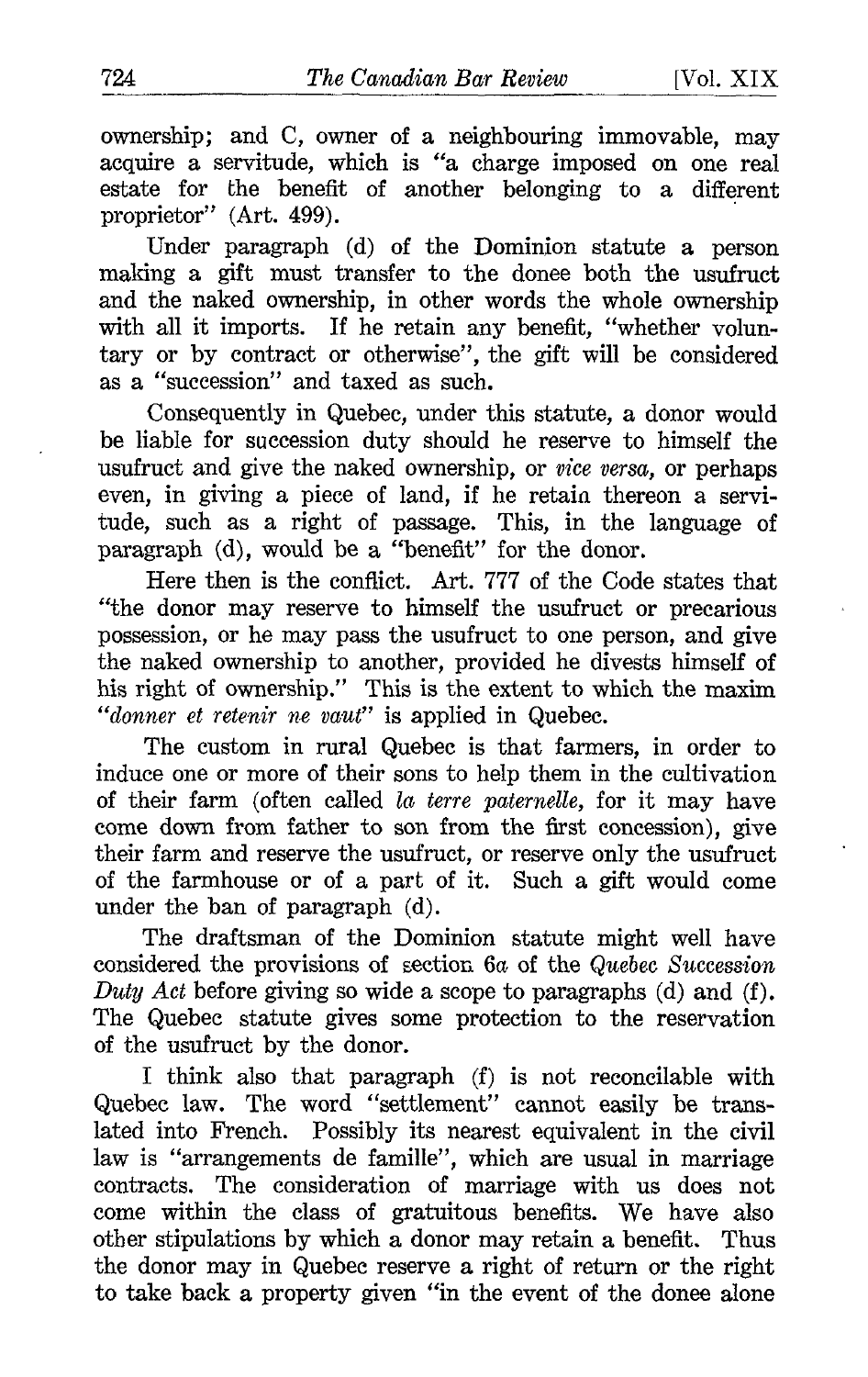ownership; and C, owner of a neighbouring immovable, may acquire a servitude, which is "a charge imposed on one real estate for the benefit of another belonging to a different proprietor" (Art. 499).

Under paragraph (d) of the Dominion statute a person making a gift must transfer to the donee both the usufruct and the naked ownership, in other words the whole ownership with all it imports. If he retain any benefit, "whether voluntary or by contract or otherwise", the gift will be considered as a "succession" and taxed as such.

Consequently in Quebec, under this statute, a donor would be liable for succession duty should he reserve to himself the usufruct and give the naked ownership, or *vice versa*, or perhaps even, in giving a piece of land, if he retain thereon a servitude, such as a right of passage. This, in the language of paragraph (d), would be a "benefit" for the donor.

Here then is the conflict. Art. 777 of the Code states that "the donor may reserve to himself the usufruct or precarious possession, or he may pass the usufruct to one person, and give the naked ownership to another, provided he divests himself of his right of ownership." This is the extent to which the maxim "*donner et retenir ne vaut*" is applied in Quebec.

The custom in rural Quebec is that farmers, in order to induce one or more of their sons to help them in the cultivation of their farm (often called *la terre paternelle*, for it may have come down from father to son from the first concession), give their farm and reserve the usufruct, or reserve only the usufruct of the farmhouse or of a part of it. Such a gift would come under the ban of paragraph (d).

The draftsman of the Dominion statute might well have considered the provisions of section 6*a* of the *Quebec Succession Duty Act* before giving so wide a scope to paragraphs (d) and (f). The Quebec statute gives some protection to the reservation of the usufruct by the donor.

I think also that paragraph (f) is not reconcilable with Quebec law. The word "settlement" cannot easily be translated into French. Possibly its nearest equivalent in the civil law is "arrangements de famille", which are usual in marriage contracts. The consideration of marriage with us does not come within the class of gratuitous benefits. We have also other stipulations by which a donor may retain a benefit. Thus the donor may in Quebec reserve a right of return or the right to take back a property given "in the event of the donee alone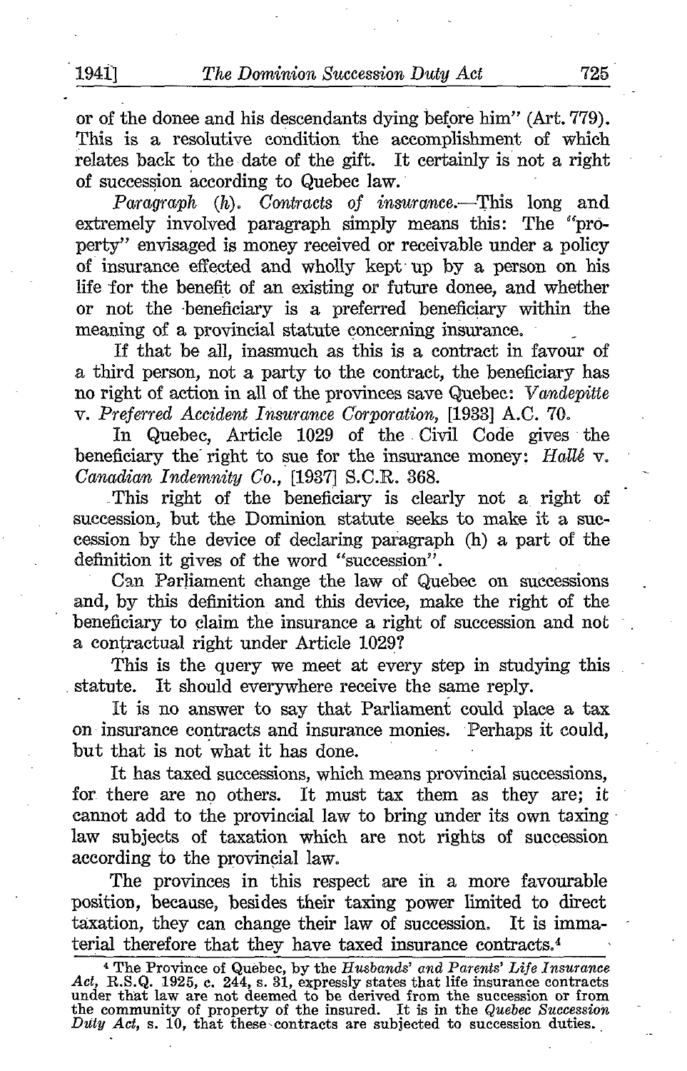or of the donee and his descendants dying before him" (Art. 779). This is a resolutive condition the accomplishment of which relates back to the date of the gift. It certainly is not a right of succession according to Quebec law.

*Paragraph* (*h*). *Contracts of insurance.*—This long and extremely involved paragraph simply means this: The "property" envisaged is money received or receivable under a policy of insurance effected and wholly kept up by a person on his life for the benefit of an existing or future donee, and whether or not the beneficiary is a preferred beneficiary within the meaning of a provincial statute concerning insurance.

If that be all, inasmuch as this is a contract in favour of a third person, not a party to the contract, the beneficiary has no right of action in all of the provinces save Quebec: *Vandepitte* v. *Preferred Accident Insurance Corporation*, [1933] A.C. 70.

In Quebec, Article 1029 of the Civil Code gives the beneficiary the right to sue for the insurance money: *Hallé* v. *Canadian Indemnity Co.*, [1937] S.C.R. 368.

This right of the beneficiary is clearly not a right of succession, but the Dominion statute seeks to make it a succession by the device of declaring paragraph (h) a part of the definition it gives of the word "succession".

Can Parliament change the law of Quebec on successions and, by this definition and this device, make the right of the beneficiary to claim the insurance a right of succession and not a contractual right under Article 1029?

This is the query we meet at every step in studying this statute. It should everywhere receive the same reply.

It is no answer to say that Parliament could place a tax on insurance contracts and insurance monies. Perhaps it could, but that is not what it has done.

It has taxed successions, which means provincial successions, for there are no others. It must tax them as they are; it cannot add to the provincial law to bring under its own taxing law subjects of taxation which are not rights of succession according to the provincial law.

The provinces in this respect are in a more favourable position, because, besides their taxing power limited to direct taxation, they can change their law of succession. It is immaterial therefore that they have taxed insurance contracts.[4]

[4] The Province of Quebec, by the *Husbands' and Parents' Life Insurance Act*, R.S.Q. 1925, c. 244, s. 31, expressly states that life insurance contracts under that law are not deemed to be derived from the succession or from the community of property of the insured. It is in the *Quebec Succession Duty Act*, s. 10, that these contracts are subjected to succession duties.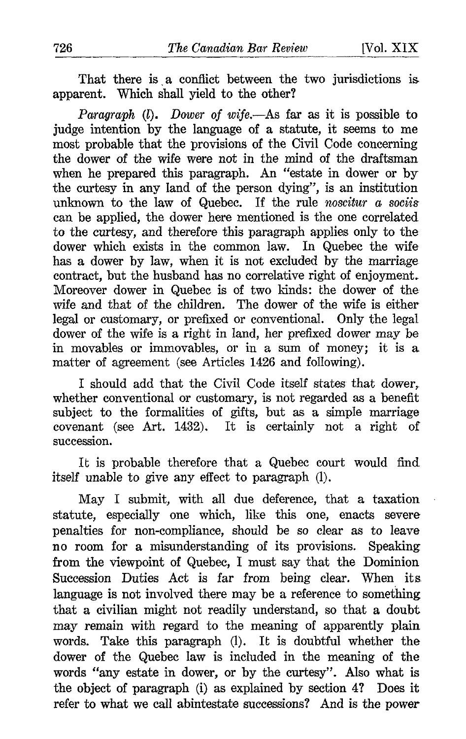That there is a conflict between the two jurisdictions is apparent. Which shall yield to the other?

*Paragraph (l). Dower of wife.*—As far as it is possible to judge intention by the language of a statute, it seems to me most probable that the provisions of the Civil Code concerning the dower of the wife were not in the mind of the draftsman when he prepared this paragraph. An "estate in dower or by the curtesy in any land of the person dying", is an institution unknown to the law of Quebec. If the rule *noscitur a sociis* can be applied, the dower here mentioned is the one correlated to the curtesy, and therefore this paragraph applies only to the dower which exists in the common law. In Quebec the wife has a dower by law, when it is not excluded by the marriage contract, but the husband has no correlative right of enjoyment. Moreover dower in Quebec is of two kinds: the dower of the wife and that of the children. The dower of the wife is either legal or customary, or prefixed or conventional. Only the legal dower of the wife is a right in land, her prefixed dower may be in movables or immovables, or in a sum of money; it is a matter of agreement (see Articles 1426 and following).

I should add that the Civil Code itself states that dower, whether conventional or customary, is not regarded as a benefit subject to the formalities of gifts, but as a simple marriage covenant (see Art. 1432). It is certainly not a right of succession.

It is probable therefore that a Quebec court would find itself unable to give any effect to paragraph (l).

May I submit, with all due deference, that a taxation statute, especially one which, like this one, enacts severe penalties for non-compliance, should be so clear as to leave no room for a misunderstanding of its provisions. Speaking from the viewpoint of Quebec, I must say that the Dominion Succession Duties Act is far from being clear. When its language is not involved there may be a reference to something that a civilian might not readily understand, so that a doubt may remain with regard to the meaning of apparently plain words. Take this paragraph (l). It is doubtful whether the dower of the Quebec law is included in the meaning of the words "any estate in dower, or by the curtesy". Also what is the object of paragraph (i) as explained by section 4? Does it refer to what we call abintestate successions? And is the power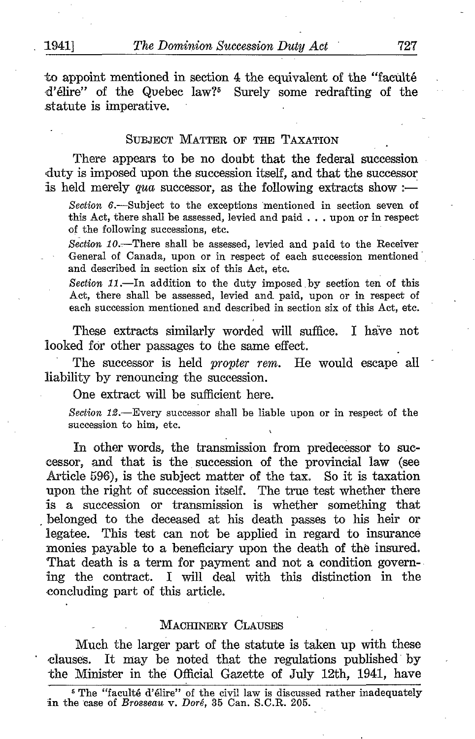to appoint mentioned in section 4 the equivalent of the "faculté d'élire" of the Quebec law?[5] Surely some redrafting of the statute is imperative.

## SUBJECT MATTER OF THE TAXATION

There appears to be no doubt that the federal succession duty is imposed upon the succession itself, and that the successor is held merely *qua* successor, as the following extracts show :—

> *Section 6.*—Subject to the exceptions mentioned in section seven of this Act, there shall be assessed, levied and paid . . . upon or in respect of the following successions, etc.
>
> *Section 10.*—There shall be assessed, levied and paid to the Receiver General of Canada, upon or in respect of each succession mentioned and described in section six of this Act, etc.
>
> *Section 11.*—In addition to the duty imposed by section ten of this Act, there shall be assessed, levied and paid, upon or in respect of each succession mentioned and described in section six of this Act, etc.

These extracts similarly worded will suffice. I have not looked for other passages to the same effect.

The successor is held *propter rem*. He would escape all liability by renouncing the succession.

One extract will be sufficient here.

> *Section 12.*—Every successor shall be liable upon or in respect of the succession to him, etc.

In other words, the transmission from predecessor to successor, and that is the succession of the provincial law (see Article 596), is the subject matter of the tax. So it is taxation upon the right of succession itself. The true test whether there is a succession or transmission is whether something that belonged to the deceased at his death passes to his heir or legatee. This test can not be applied in regard to insurance monies payable to a beneficiary upon the death of the insured. That death is a term for payment and not a condition governing the contract. I will deal with this distinction in the concluding part of this article.

## MACHINERY CLAUSES

Much the larger part of the statute is taken up with these clauses. It may be noted that the regulations published by the Minister in the Official Gazette of July 12th, 1941, have

[5] The "faculté d'élire" of the civil law is discussed rather inadequately in the case of *Brosseau* v. *Doré*, 35 Can. S.C.R. 205.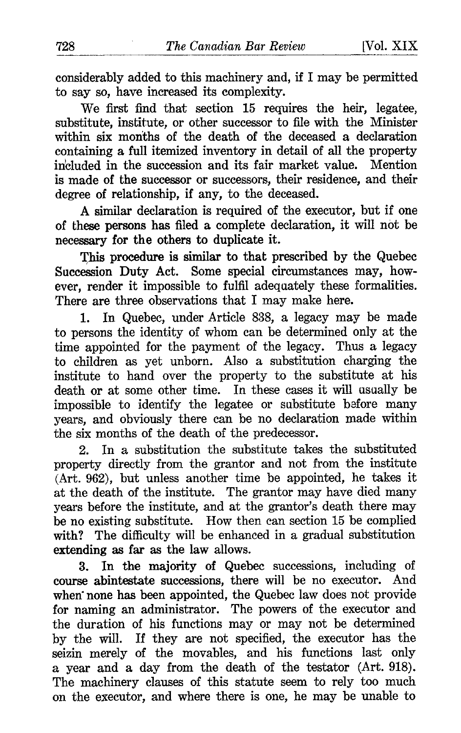considerably added to this machinery and, if I may be permitted to say so, have increased its complexity.

We first find that section 15 requires the heir, legatee, substitute, institute, or other successor to file with the Minister within six months of the death of the deceased a declaration containing a full itemized inventory in detail of all the property included in the succession and its fair market value. Mention is made of the successor or successors, their residence, and their degree of relationship, if any, to the deceased.

A similar declaration is required of the executor, but if one of these persons has filed a complete declaration, it will not be necessary for the others to duplicate it.

This procedure is similar to that prescribed by the Quebec Succession Duty Act. Some special circumstances may, however, render it impossible to fulfil adequately these formalities. There are three observations that I may make here.

1. In Quebec, under Article 838, a legacy may be made to persons the identity of whom can be determined only at the time appointed for the payment of the legacy. Thus a legacy to children as yet unborn. Also a substitution charging the institute to hand over the property to the substitute at his death or at some other time. In these cases it will usually be impossible to identify the legatee or substitute before many years, and obviously there can be no declaration made within the six months of the death of the predecessor.

2. In a substitution the substitute takes the substituted property directly from the grantor and not from the institute (Art. 962), but unless another time be appointed, he takes it at the death of the institute. The grantor may have died many years before the institute, and at the grantor's death there may be no existing substitute. How then can section 15 be complied with? The difficulty will be enhanced in a gradual substitution extending as far as the law allows.

3. In the majority of Quebec successions, including of course abintestate successions, there will be no executor. And when none has been appointed, the Quebec law does not provide for naming an administrator. The powers of the executor and the duration of his functions may or may not be determined by the will. If they are not specified, the executor has the seizin merely of the movables, and his functions last only a year and a day from the death of the testator (Art. 918). The machinery clauses of this statute seem to rely too much on the executor, and where there is one, he may be unable to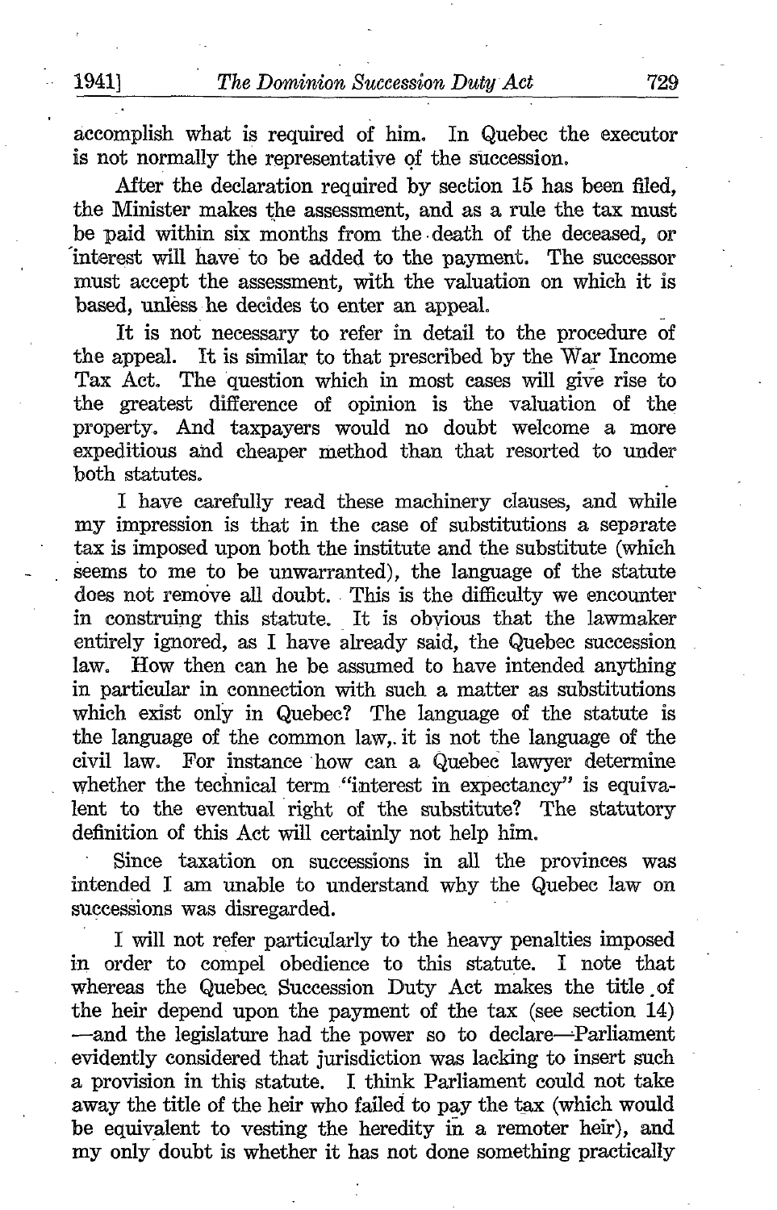accomplish what is required of him. In Quebec the executor is not normally the representative of the succession.

After the declaration required by section 15 has been filed, the Minister makes the assessment, and as a rule the tax must be paid within six months from the death of the deceased, or interest will have to be added to the payment. The successor must accept the assessment, with the valuation on which it is based, unless he decides to enter an appeal.

It is not necessary to refer in detail to the procedure of the appeal. It is similar to that prescribed by the War Income Tax Act. The question which in most cases will give rise to the greatest difference of opinion is the valuation of the property. And taxpayers would no doubt welcome a more expeditious and cheaper method than that resorted to under both statutes.

I have carefully read these machinery clauses, and while my impression is that in the case of substitutions a separate tax is imposed upon both the institute and the substitute (which seems to me to be unwarranted), the language of the statute does not remove all doubt. This is the difficulty we encounter in construing this statute. It is obvious that the lawmaker entirely ignored, as I have already said, the Quebec succession law. How then can he be assumed to have intended anything in particular in connection with such a matter as substitutions which exist only in Quebec? The language of the statute is the language of the common law, it is not the language of the civil law. For instance how can a Quebec lawyer determine whether the technical term "interest in expectancy" is equivalent to the eventual right of the substitute? The statutory definition of this Act will certainly not help him.

Since taxation on successions in all the provinces was intended I am unable to understand why the Quebec law on successions was disregarded.

I will not refer particularly to the heavy penalties imposed in order to compel obedience to this statute. I note that whereas the Quebec Succession Duty Act makes the title of the heir depend upon the payment of the tax (see section 14) —and the legislature had the power so to declare—Parliament evidently considered that jurisdiction was lacking to insert such a provision in this statute. I think Parliament could not take away the title of the heir who failed to pay the tax (which would be equivalent to vesting the heredity in a remoter heir), and my only doubt is whether it has not done something practically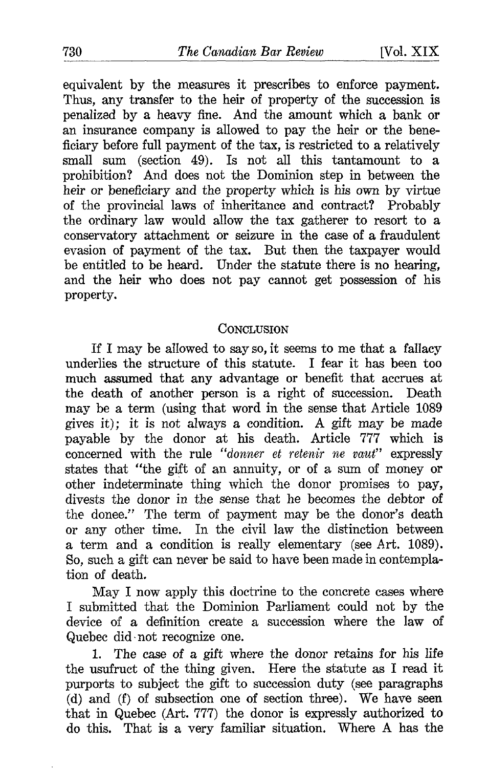equivalent by the measures it prescribes to enforce payment. Thus, any transfer to the heir of property of the succession is penalized by a heavy fine. And the amount which a bank or an insurance company is allowed to pay the heir or the beneficiary before full payment of the tax, is restricted to a relatively small sum (section 49). Is not all this tantamount to a prohibition? And does not the Dominion step in between the heir or beneficiary and the property which is his own by virtue of the provincial laws of inheritance and contract? Probably the ordinary law would allow the tax gatherer to resort to a conservatory attachment or seizure in the case of a fraudulent evasion of payment of the tax. But then the taxpayer would be entitled to be heard. Under the statute there is no hearing, and the heir who does not pay cannot get possession of his property.

## Conclusion

If I may be allowed to say so, it seems to me that a fallacy underlies the structure of this statute. I fear it has been too much assumed that any advantage or benefit that accrues at the death of another person is a right of succession. Death may be a term (using that word in the sense that Article 1089 gives it); it is not always a condition. A gift may be made payable by the donor at his death. Article 777 which is concerned with the rule "*donner et retenir ne vaut*" expressly states that "the gift of an annuity, or of a sum of money or other indeterminate thing which the donor promises to pay, divests the donor in the sense that he becomes the debtor of the donee." The term of payment may be the donor's death or any other time. In the civil law the distinction between a term and a condition is really elementary (see Art. 1089). So, such a gift can never be said to have been made in contemplation of death.

May I now apply this doctrine to the concrete cases where I submitted that the Dominion Parliament could not by the device of a definition create a succession where the law of Quebec did not recognize one.

1. The case of a gift where the donor retains for his life the usufruct of the thing given. Here the statute as I read it purports to subject the gift to succession duty (see paragraphs (d) and (f) of subsection one of section three). We have seen that in Quebec (Art. 777) the donor is expressly authorized to do this. That is a very familiar situation. Where A has the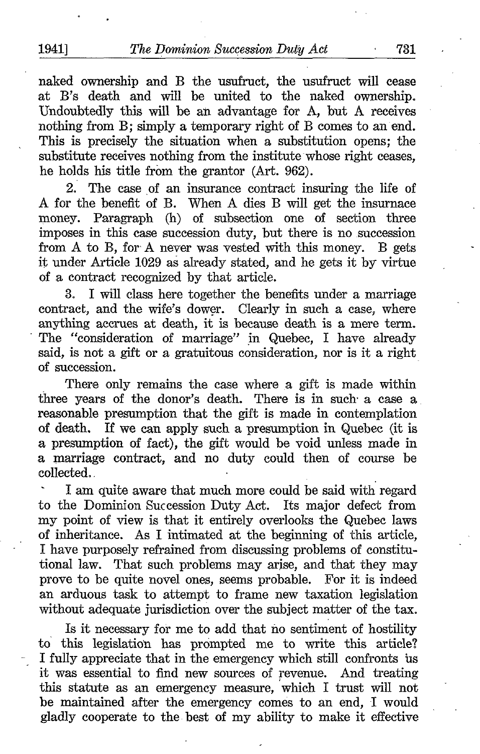naked ownership and B the usufruct, the usufruct will cease at B's death and will be united to the naked ownership. Undoubtedly this will be an advantage for A, but A receives nothing from B; simply a temporary right of B comes to an end. This is precisely the situation when a substitution opens; the substitute receives nothing from the institute whose right ceases, he holds his title from the grantor (Art. 962).

2. The case of an insurance contract insuring the life of A for the benefit of B. When A dies B will get the insurnace money. Paragraph (h) of subsection one of section three imposes in this case succession duty, but there is no succession from A to B, for A never was vested with this money. B gets it under Article 1029 as already stated, and he gets it by virtue of a contract recognized by that article.

3. I will class here together the benefits under a marriage contract, and the wife's dower. Clearly in such a case, where anything accrues at death, it is because death is a mere term. The "consideration of marriage" in Quebec, I have already said, is not a gift or a gratuitous consideration, nor is it a right of succession.

There only remains the case where a gift is made within three years of the donor's death. There is in such a case a reasonable presumption that the gift is made in contemplation of death. If we can apply such a presumption in Quebec (it is a presumption of fact), the gift would be void unless made in a marriage contract, and no duty could then of course be collected.

I am quite aware that much more could be said with regard to the Dominion Succession Duty Act. Its major defect from my point of view is that it entirely overlooks the Quebec laws of inheritance. As I intimated at the beginning of this article, I have purposely refrained from discussing problems of constitutional law. That such problems may arise, and that they may prove to be quite novel ones, seems probable. For it is indeed an arduous task to attempt to frame new taxation legislation without adequate jurisdiction over the subject matter of the tax.

Is it necessary for me to add that no sentiment of hostility to this legislation has prompted me to write this article? I fully appreciate that in the emergency which still confronts us it was essential to find new sources of revenue. And treating this statute as an emergency measure, which I trust will not be maintained after the emergency comes to an end, I would gladly cooperate to the best of my ability to make it effective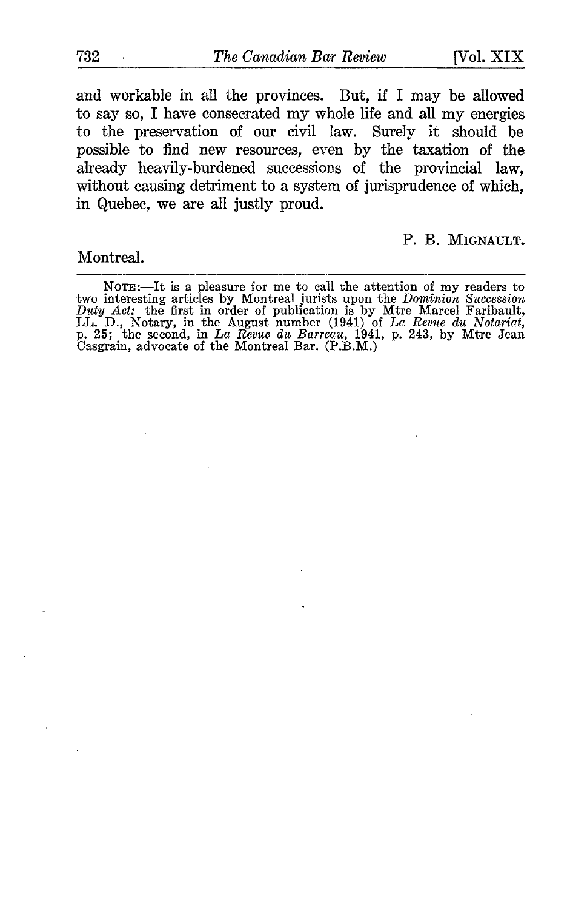and workable in all the provinces. But, if I may be allowed to say so, I have consecrated my whole life and all my energies to the preservation of our civil law. Surely it should be possible to find new resources, even by the taxation of the already heavily-burdened successions of the provincial law, without causing detriment to a system of jurisprudence of which, in Quebec, we are all justly proud.

P. B. MIGNAULT.

Montreal.

NOTE:—It is a pleasure for me to call the attention of my readers to two interesting articles by Montreal jurists upon the *Dominion Succession Duty Act*: the first in order of publication is by Mtre Marcel Faribault, LL. D., Notary, in the August number (1941) of *La Revue du Notariat*, p. 25; the second, in *La Revue du Barreau*, 1941, p. 243, by Mtre Jean Casgrain, advocate of the Montreal Bar. (P.B.M.)